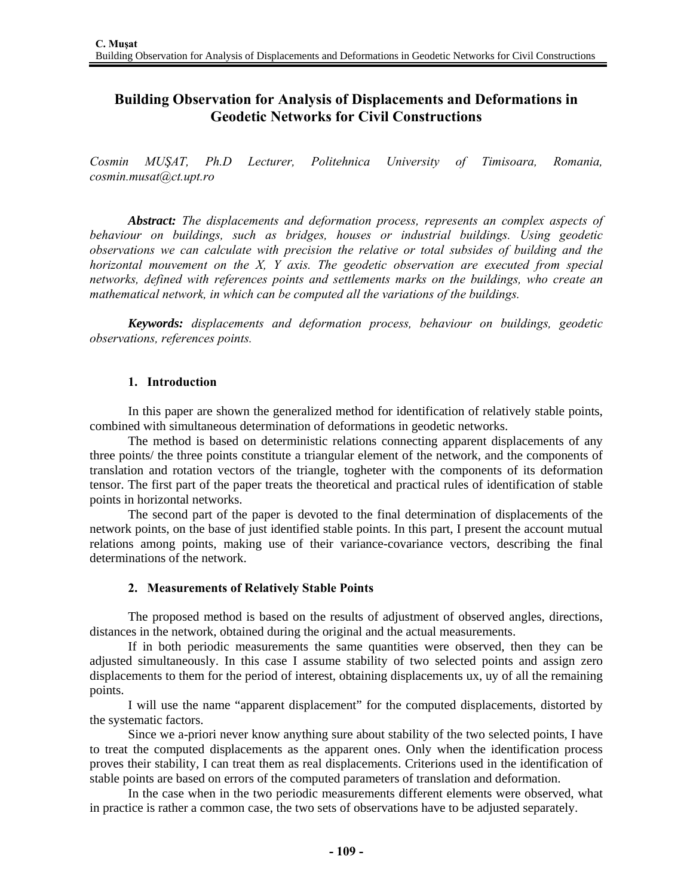# Building Observation for Analysis of Displacements and Deformations in Geodetic Networks for Civil Constructions

*Cosmin MUŞAT, Ph.D Lecturer, Politehnica University of Timisoara, Romania, cosmin.musat@ct.upt.ro*

***Abstract:*** *The displacements and deformation process, represents an complex aspects of behaviour on buildings, such as bridges, houses or industrial buildings. Using geodetic observations we can calculate with precision the relative or total subsides of building and the horizontal mouvement on the X, Y axis. The geodetic observation are executed from special networks, defined with references points and settlements marks on the buildings, who create an mathematical network, in which can be computed all the variations of the buildings.*

***Keywords:*** *displacements and deformation process, behaviour on buildings, geodetic observations, references points.*

## 1. Introduction

In this paper are shown the generalized method for identification of relatively stable points, combined with simultaneous determination of deformations in geodetic networks.

The method is based on deterministic relations connecting apparent displacements of any three points/ the three points constitute a triangular element of the network, and the components of translation and rotation vectors of the triangle, togheter with the components of its deformation tensor. The first part of the paper treats the theoretical and practical rules of identification of stable points in horizontal networks.

The second part of the paper is devoted to the final determination of displacements of the network points, on the base of just identified stable points. In this part, I present the account mutual relations among points, making use of their variance-covariance vectors, describing the final determinations of the network.

## 2. Measurements of Relatively Stable Points

The proposed method is based on the results of adjustment of observed angles, directions, distances in the network, obtained during the original and the actual measurements.

If in both periodic measurements the same quantities were observed, then they can be adjusted simultaneously. In this case I assume stability of two selected points and assign zero displacements to them for the period of interest, obtaining displacements ux, uy of all the remaining points.

I will use the name "apparent displacement" for the computed displacements, distorted by the systematic factors.

Since we a-priori never know anything sure about stability of the two selected points, I have to treat the computed displacements as the apparent ones. Only when the identification process proves their stability, I can treat them as real displacements. Criterions used in the identification of stable points are based on errors of the computed parameters of translation and deformation.

In the case when in the two periodic measurements different elements were observed, what in practice is rather a common case, the two sets of observations have to be adjusted separately.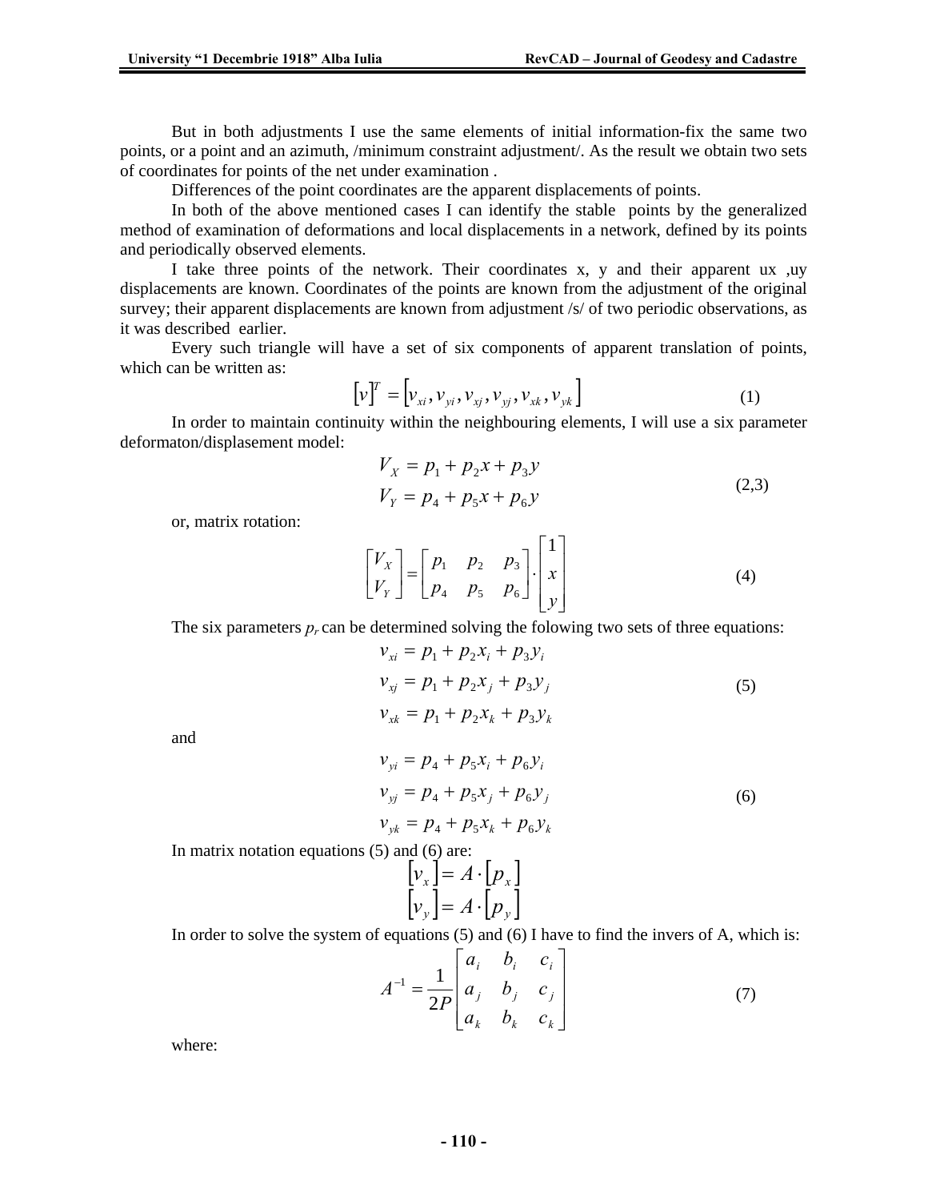But in both adjustments I use the same elements of initial information-fix the same two points, or a point and an azimuth, /minimum constraint adjustment/. As the result we obtain two sets of coordinates for points of the net under examination .

Differences of the point coordinates are the apparent displacements of points.

In both of the above mentioned cases I can identify the stable points by the generalized method of examination of deformations and local displacements in a network, defined by its points and periodically observed elements.

I take three points of the network. Their coordinates x, y and their apparent ux ,uy displacements are known. Coordinates of the points are known from the adjustment of the original survey; their apparent displacements are known from adjustment /s/ of two periodic observations, as it was described earlier.

Every such triangle will have a set of six components of apparent translation of points, which can be written as:

$$[v]^T = [v_{xi}, v_{yi}, v_{xj}, v_{yj}, v_{xk}, v_{yk}] \tag{1}$$

In order to maintain continuity within the neighbouring elements, I will use a six parameter deformaton/displasement model:

$$\begin{aligned} V_X &= p_1 + p_2 x + p_3 y \\ V_Y &= p_4 + p_5 x + p_6 y \end{aligned} \tag{2,3}$$

or, matrix rotation:

$$\begin{bmatrix} V_X \\ V_Y \end{bmatrix} = \begin{bmatrix} p_1 & p_2 & p_3 \\ p_4 & p_5 & p_6 \end{bmatrix} \cdot \begin{bmatrix} 1 \\ x \\ y \end{bmatrix} \tag{4}$$

The six parameters $p_r$ can be determined solving the folowing two sets of three equations:

$$\begin{aligned} v_{xi} &= p_1 + p_2 x_i + p_3 y_i \\ v_{xj} &= p_1 + p_2 x_j + p_3 y_j \\ v_{xk} &= p_1 + p_2 x_k + p_3 y_k \end{aligned} \tag{5}$$

and

$$\begin{aligned} v_{yi} &= p_4 + p_5 x_i + p_6 y_i \\ v_{yj} &= p_4 + p_5 x_j + p_6 y_j \\ v_{yk} &= p_4 + p_5 x_k + p_6 y_k \end{aligned} \tag{6}$$

In matrix notation equations (5) and (6) are:

$$\begin{aligned} [v_x] &= A \cdot [p_x] \\ [v_y] &= A \cdot [p_y] \end{aligned}$$

In order to solve the system of equations (5) and (6) I have to find the invers of A, which is:

$$A^{-1} = \frac{1}{2P} \begin{bmatrix} a_i & b_i & c_i \\ a_j & b_j & c_j \\ a_k & b_k & c_k \end{bmatrix} \tag{7}$$

where: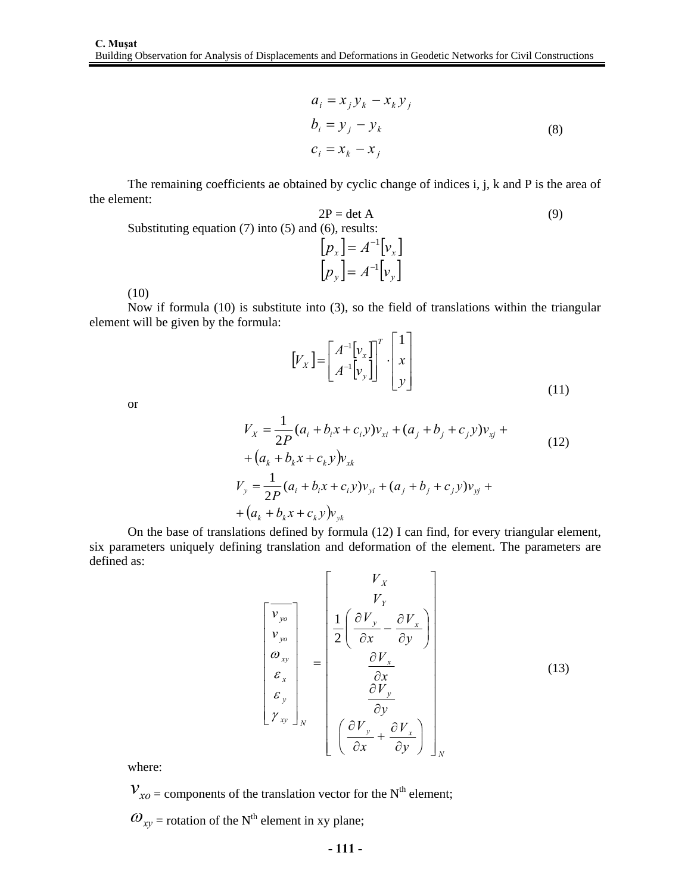$$
\begin{aligned}
a_i &= x_j y_k - x_k y_j \\
b_i &= y_j - y_k \\
c_i &= x_k - x_j
\end{aligned}
\tag{8}
$$

The remaining coefficients ae obtained by cyclic change of indices i, j, k and P is the area of the element:

$$
2P = \det A \tag{9}
$$

Substituting equation (7) into (5) and (6), results:

$$
\begin{aligned}
\left[p_x\right] &= A^{-1}\left[v_x\right] \\
\left[p_y\right] &= A^{-1}\left[v_y\right]
\end{aligned}
$$

(10)

Now if formula (10) is substitute into (3), so the field of translations within the triangular element will be given by the formula:

$$
\left[V_X\right] = \begin{bmatrix} A^{-1}\left[v_x\right] \\ A^{-1}\left[v_y\right] \end{bmatrix}^T \cdot \begin{bmatrix} 1 \\ x \\ y \end{bmatrix} \tag{11}
$$

or

$$
\begin{aligned}
V_X &= \frac{1}{2P}(a_i + b_i x + c_i y)v_{xi} + (a_j + b_j + c_j y)v_{xj} + \\
&+ \left(a_k + b_k x + c_k y\right)v_{xk} \\
V_y &= \frac{1}{2P}(a_i + b_i x + c_i y)v_{yi} + (a_j + b_j + c_j y)v_{yj} + \\
&+ \left(a_k + b_k x + c_k y\right)v_{yk}
\end{aligned}
\tag{12}
$$

On the base of translations defined by formula (12) I can find, for every triangular element, six parameters uniquely defining translation and deformation of the element. The parameters are defined as:

$$
\begin{bmatrix} \overline{v_{yo}} \\ v_{yo} \\ \omega_{xy} \\ \varepsilon_x \\ \varepsilon_y \\ \gamma_{xy} \end{bmatrix}_N = \begin{bmatrix} V_X \\ V_Y \\ \dfrac{1}{2}\left(\dfrac{\partial V_y}{\partial x} - \dfrac{\partial V_x}{\partial y}\right) \\ \dfrac{\partial V_x}{\partial x} \\ \dfrac{\partial V_y}{\partial y} \\ \left(\dfrac{\partial V_y}{\partial x} + \dfrac{\partial V_x}{\partial y}\right) \end{bmatrix}_N \tag{13}
$$

where:

$v_{xo}$ = components of the translation vector for the N[th] element;

$\omega_{xy}$ = rotation of the N[th] element in xy plane;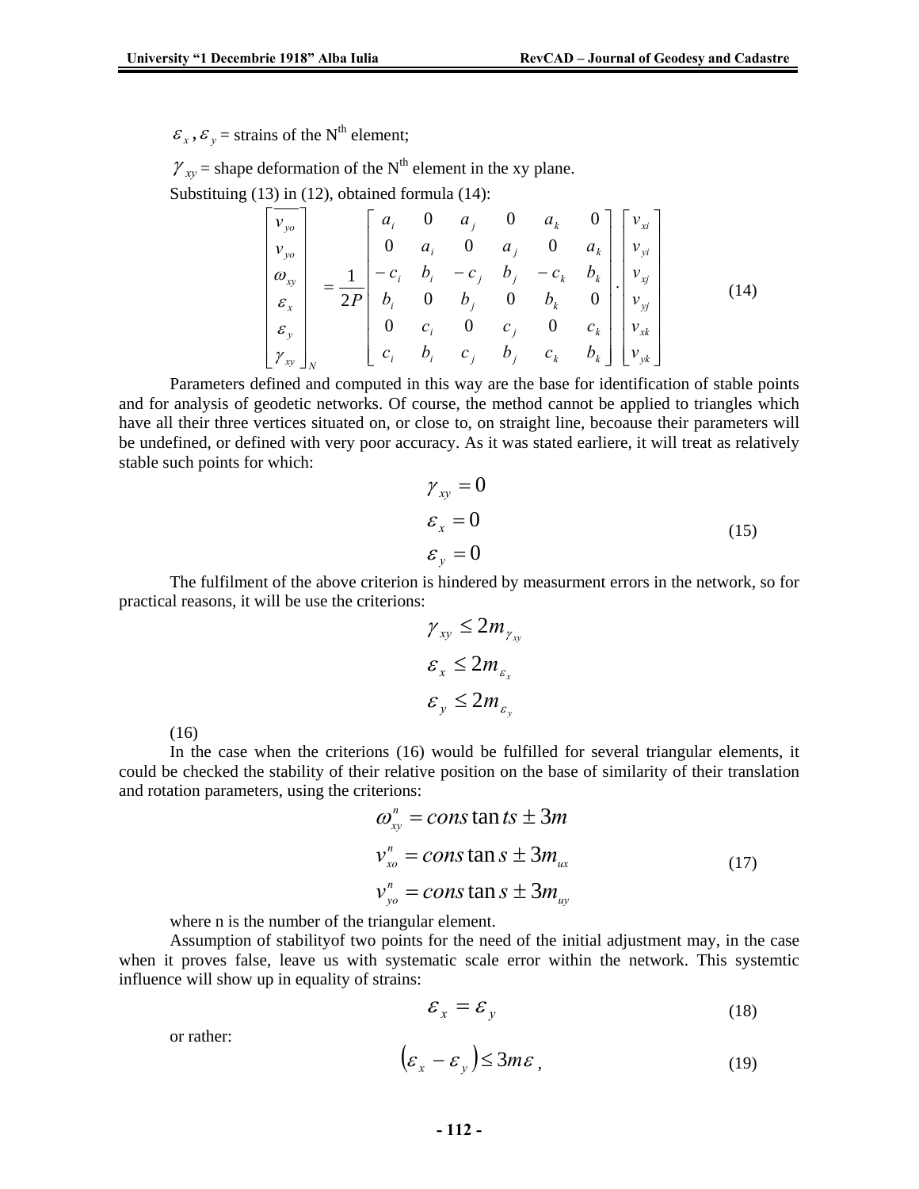$\varepsilon_x, \varepsilon_y$ = strains of the N[th] element;

$\gamma_{xy}$ = shape deformation of the N[th] element in the xy plane.

Substituing (13) in (12), obtained formula (14):

$$\begin{bmatrix} v_{yo} \\ v_{yo} \\ \omega_{xy} \\ \varepsilon_x \\ \varepsilon_y \\ \gamma_{xy} \end{bmatrix}_N = \frac{1}{2P} \begin{bmatrix} a_i & 0 & a_j & 0 & a_k & 0 \\ 0 & a_i & 0 & a_j & 0 & a_k \\ -c_i & b_i & -c_j & b_j & -c_k & b_k \\ b_i & 0 & b_j & 0 & b_k & 0 \\ 0 & c_i & 0 & c_j & 0 & c_k \\ c_i & b_i & c_j & b_j & c_k & b_k \end{bmatrix} \cdot \begin{bmatrix} v_{xi} \\ v_{yi} \\ v_{xj} \\ v_{yj} \\ v_{xk} \\ v_{yk} \end{bmatrix} \tag{14}$$

Parameters defined and computed in this way are the base for identification of stable points and for analysis of geodetic networks. Of course, the method cannot be applied to triangles which have all their three vertices situated on, or close to, on straight line, becoause their parameters will be undefined, or defined with very poor accuracy. As it was stated earliere, it will treat as relatively stable such points for which:

$$\begin{aligned} \gamma_{xy} &= 0 \\ \varepsilon_x &= 0 \\ \varepsilon_y &= 0 \end{aligned} \tag{15}$$

The fulfilment of the above criterion is hindered by measurment errors in the network, so for practical reasons, it will be use the criterions:

$$\begin{aligned} \gamma_{xy} &\le 2m_{\gamma_{xy}} \\ \varepsilon_x &\le 2m_{\varepsilon_x} \\ \varepsilon_y &\le 2m_{\varepsilon_y} \end{aligned}$$

(16)

In the case when the criterions (16) would be fulfilled for several triangular elements, it could be checked the stability of their relative position on the base of similarity of their translation and rotation parameters, using the criterions:

$$\begin{aligned} \omega_{xy}^n &= cons\tan ts \pm 3m \\ v_{xo}^n &= cons\tan s \pm 3m_{ux} \\ v_{yo}^n &= cons\tan s \pm 3m_{uy} \end{aligned} \tag{17}$$

where n is the number of the triangular element.

Assumption of stabilityof two points for the need of the initial adjustment may, in the case when it proves false, leave us with systematic scale error within the network. This systemtic influence will show up in equality of strains:

$$\varepsilon_x = \varepsilon_y \tag{18}$$

or rather:

$$\left(\varepsilon_x - \varepsilon_y\right) \le 3m\varepsilon\,, \tag{19}$$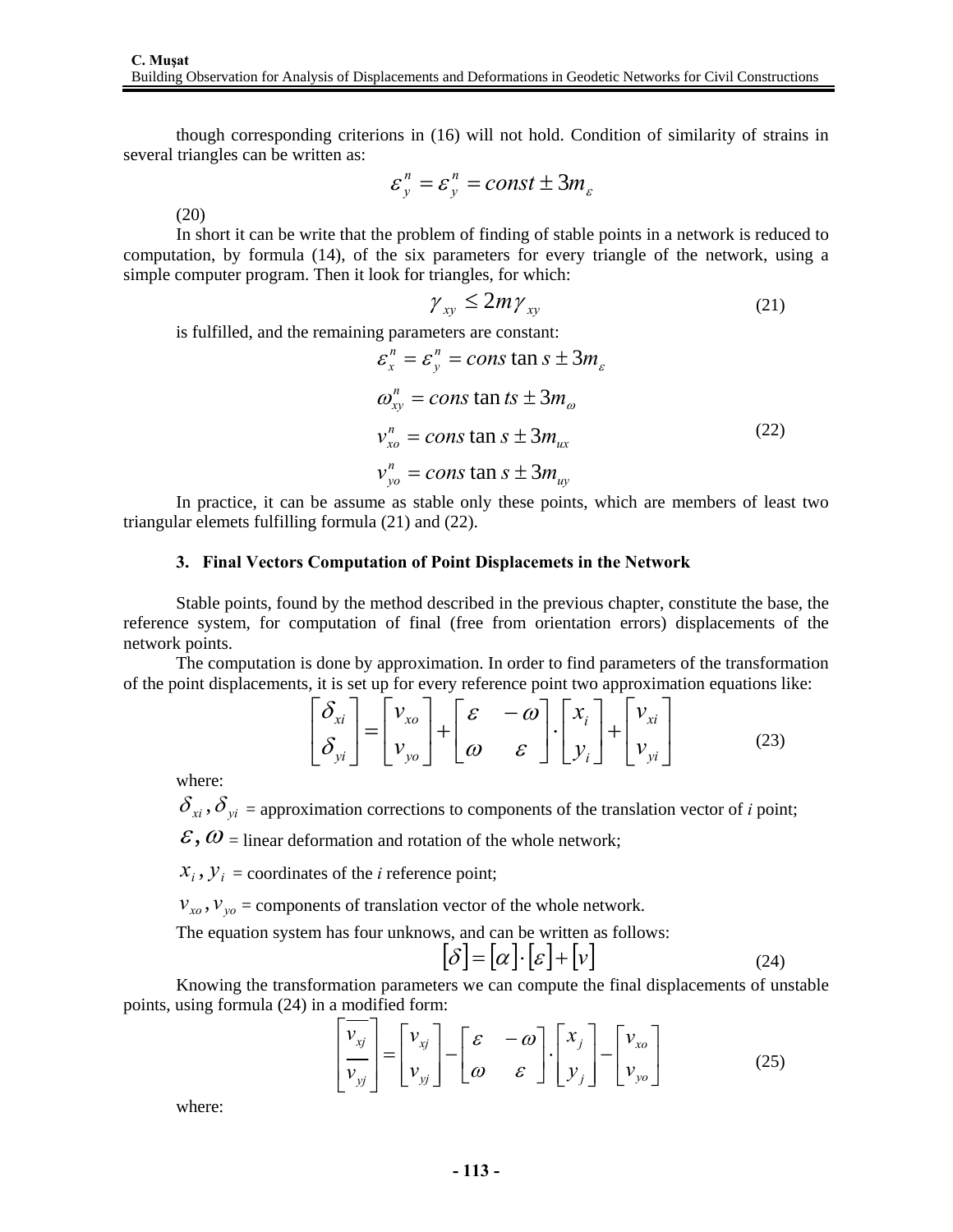though corresponding criterions in (16) will not hold. Condition of similarity of strains in several triangles can be written as:

$$\varepsilon_y^n = \varepsilon_y^n = const \pm 3m_\varepsilon$$

(20)

In short it can be write that the problem of finding of stable points in a network is reduced to computation, by formula (14), of the six parameters for every triangle of the network, using a simple computer program. Then it look for triangles, for which:

$$\gamma_{xy} \leq 2m\gamma_{xy} \tag{21}$$

is fulfilled, and the remaining parameters are constant:

$$\begin{aligned}
\varepsilon_x^n &= \varepsilon_y^n = cons\tan s \pm 3m_\varepsilon \\
\omega_{xy}^n &= cons\tan ts \pm 3m_\omega \\
v_{xo}^n &= cons\tan s \pm 3m_{ux} \\
v_{yo}^n &= cons\tan s \pm 3m_{uy}
\end{aligned} \tag{22}$$

In practice, it can be assume as stable only these points, which are members of least two triangular elemets fulfilling formula (21) and (22).

### 3. Final Vectors Computation of Point Displacemets in the Network

Stable points, found by the method described in the previous chapter, constitute the base, the reference system, for computation of final (free from orientation errors) displacements of the network points.

The computation is done by approximation. In order to find parameters of the transformation of the point displacements, it is set up for every reference point two approximation equations like:

$$\begin{bmatrix} \delta_{xi} \\ \delta_{yi} \end{bmatrix} = \begin{bmatrix} v_{xo} \\ v_{yo} \end{bmatrix} + \begin{bmatrix} \varepsilon & -\omega \\ \omega & \varepsilon \end{bmatrix} \cdot \begin{bmatrix} x_i \\ y_i \end{bmatrix} + \begin{bmatrix} v_{xi} \\ v_{yi} \end{bmatrix} \tag{23}$$

where:

$\delta_{xi}, \delta_{yi}$ = approximation corrections to components of the translation vector of *i* point;

$\varepsilon, \omega$ = linear deformation and rotation of the whole network;

$x_i, y_i$ = coordinates of the *i* reference point;

$v_{xo}, v_{yo}$ = components of translation vector of the whole network.

The equation system has four unknows, and can be written as follows:

$$[\delta] = [\alpha] \cdot [\varepsilon] + [v] \tag{24}$$

Knowing the transformation parameters we can compute the final displacements of unstable points, using formula (24) in a modified form:

$$\begin{bmatrix} \overline{v_{xj}} \\ \overline{v_{yj}} \end{bmatrix} = \begin{bmatrix} v_{xj} \\ v_{yj} \end{bmatrix} - \begin{bmatrix} \varepsilon & -\omega \\ \omega & \varepsilon \end{bmatrix} \cdot \begin{bmatrix} x_j \\ y_j \end{bmatrix} - \begin{bmatrix} v_{xo} \\ v_{yo} \end{bmatrix} \tag{25}$$

where: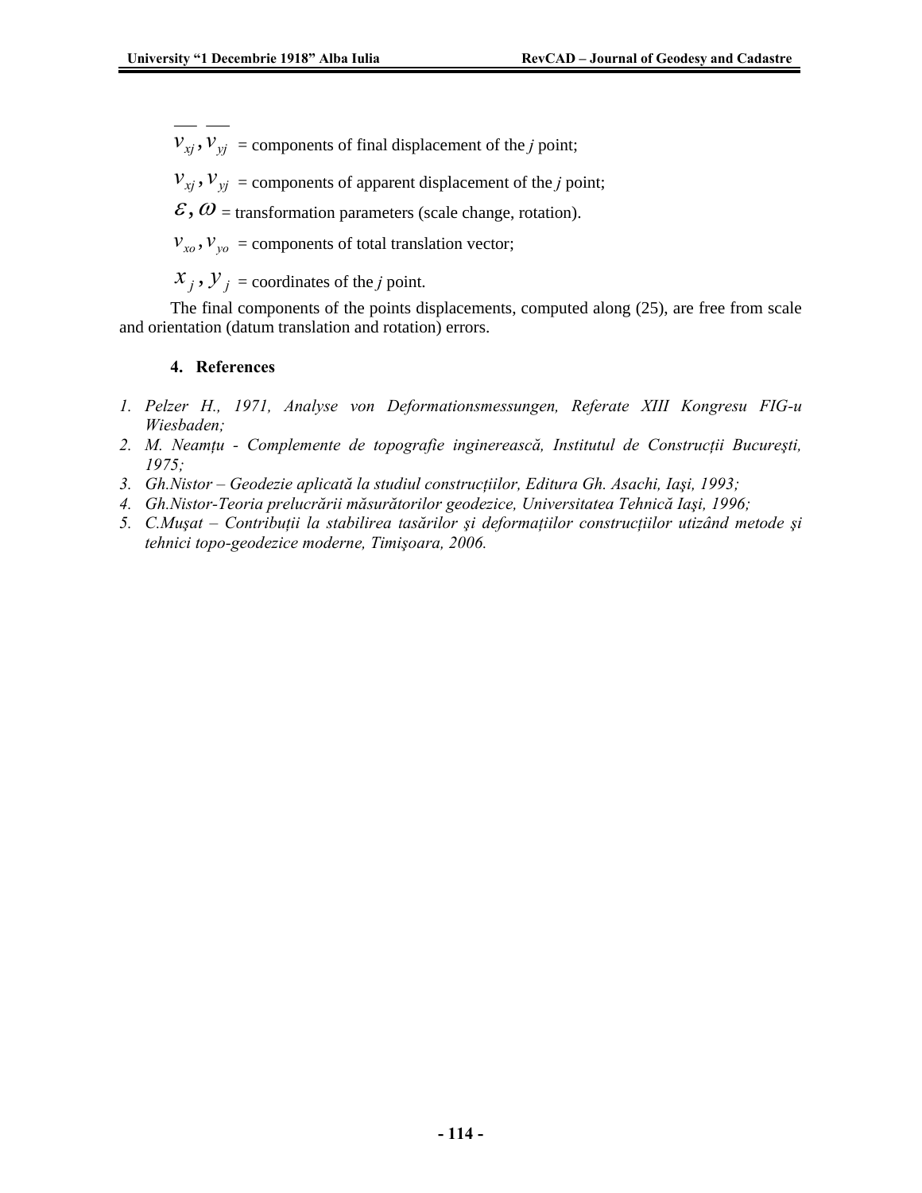$\overline{v_{xj}}, \overline{v_{yj}}$ = components of final displacement of the *j* point;

$v_{xj}, v_{yj}$ = components of apparent displacement of the *j* point;

$\varepsilon, \omega$ = transformation parameters (scale change, rotation).

$v_{xo}, v_{yo}$ = components of total translation vector;

$x_j, y_j$ = coordinates of the *j* point.

The final components of the points displacements, computed along (25), are free from scale and orientation (datum translation and rotation) errors.

## 4. References

1. *Pelzer H., 1971, Analyse von Deformationsmessungen, Referate XIII Kongresu FIG-u Wiesbaden;*
2. *M. Neamțu - Complemente de topografie inginerească, Institutul de Construcții Bucureşti, 1975;*
3. *Gh.Nistor – Geodezie aplicată la studiul construcțiilor, Editura Gh. Asachi, Iaşi, 1993;*
4. *Gh.Nistor-Teoria prelucrării măsurătorilor geodezice, Universitatea Tehnică Iaşi, 1996;*
5. *C.Muşat – Contribuții la stabilirea tasărilor şi deformațiilor construcțiilor utizând metode şi tehnici topo-geodezice moderne, Timişoara, 2006.*